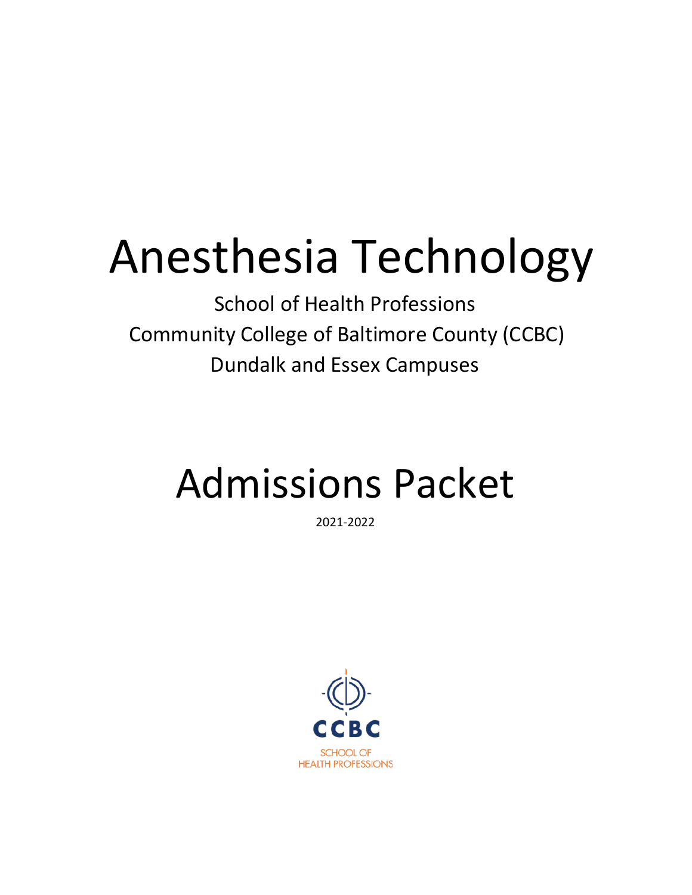# Anesthesia Technology

School of Health Professions
Community College of Baltimore County (CCBC)
Dundalk and Essex Campuses

# Admissions Packet

2021-2022

CCBC
SCHOOL OF
HEALTH PROFESSIONS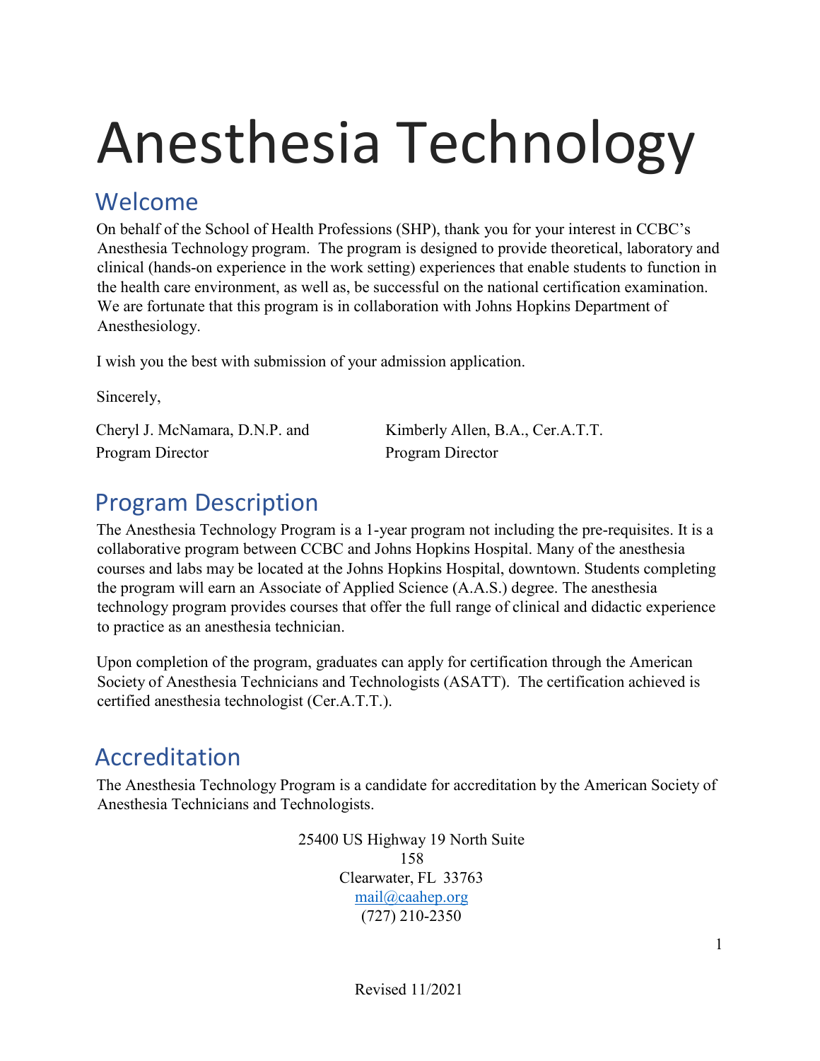# Anesthesia Technology

## Welcome

On behalf of the School of Health Professions (SHP), thank you for your interest in CCBC's Anesthesia Technology program. The program is designed to provide theoretical, laboratory and clinical (hands-on experience in the work setting) experiences that enable students to function in the health care environment, as well as, be successful on the national certification examination. We are fortunate that this program is in collaboration with Johns Hopkins Department of Anesthesiology.

I wish you the best with submission of your admission application.

Sincerely,

Cheryl J. McNamara, D.N.P. and
Program Director

Kimberly Allen, B.A., Cer.A.T.T.
Program Director

## Program Description

The Anesthesia Technology Program is a 1-year program not including the pre-requisites. It is a collaborative program between CCBC and Johns Hopkins Hospital. Many of the anesthesia courses and labs may be located at the Johns Hopkins Hospital, downtown. Students completing the program will earn an Associate of Applied Science (A.A.S.) degree. The anesthesia technology program provides courses that offer the full range of clinical and didactic experience to practice as an anesthesia technician.

Upon completion of the program, graduates can apply for certification through the American Society of Anesthesia Technicians and Technologists (ASATT). The certification achieved is certified anesthesia technologist (Cer.A.T.T.).

## Accreditation

The Anesthesia Technology Program is a candidate for accreditation by the American Society of Anesthesia Technicians and Technologists.

25400 US Highway 19 North Suite 158
Clearwater, FL 33763
mail@caahep.org
(727) 210-2350

Revised 11/2021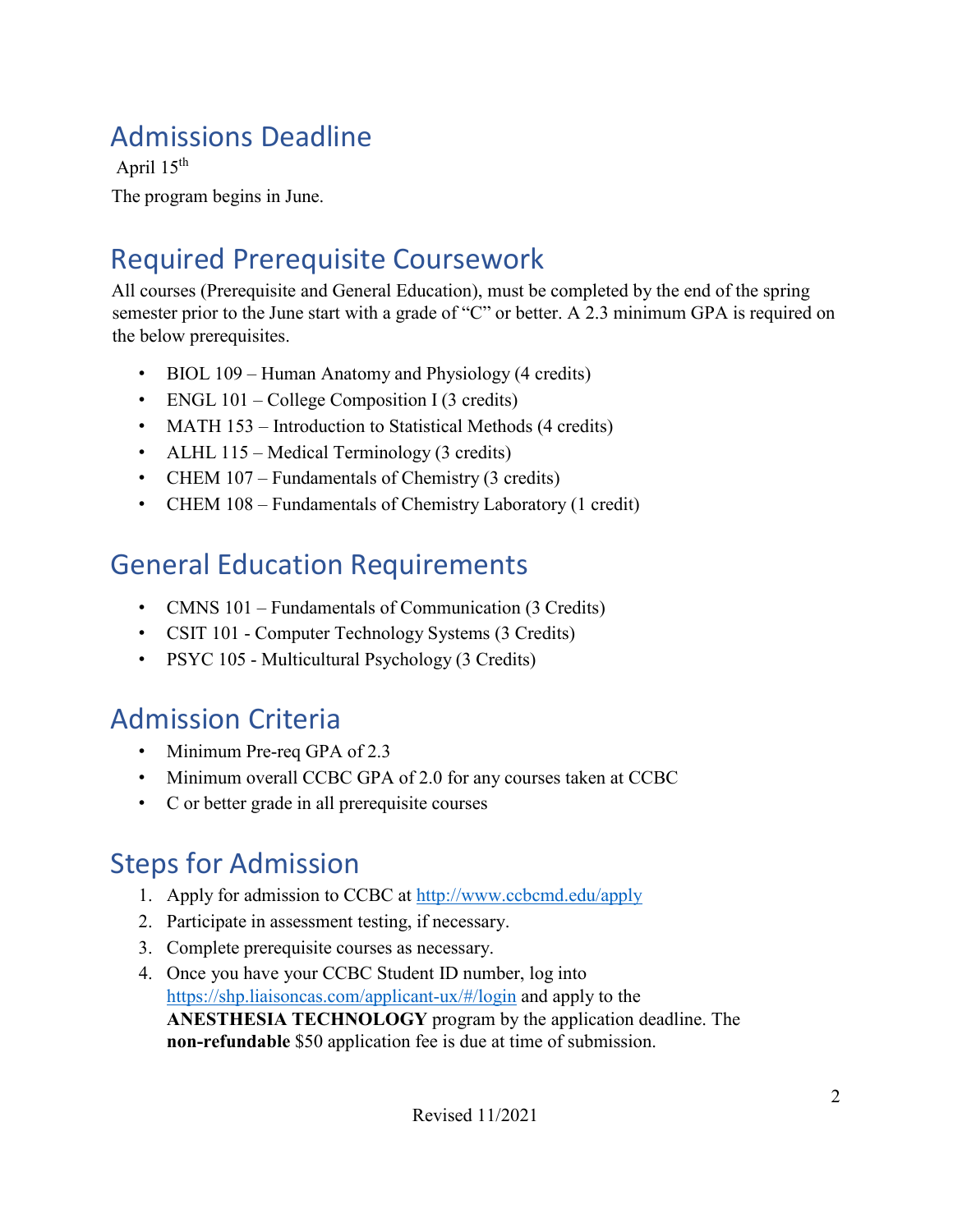## Admissions Deadline

April 15th

The program begins in June.

## Required Prerequisite Coursework

All courses (Prerequisite and General Education), must be completed by the end of the spring semester prior to the June start with a grade of "C" or better. A 2.3 minimum GPA is required on the below prerequisites.

- BIOL 109 – Human Anatomy and Physiology (4 credits)
- ENGL 101 – College Composition I (3 credits)
- MATH 153 – Introduction to Statistical Methods (4 credits)
- ALHL 115 – Medical Terminology (3 credits)
- CHEM 107 – Fundamentals of Chemistry (3 credits)
- CHEM 108 – Fundamentals of Chemistry Laboratory (1 credit)

## General Education Requirements

- CMNS 101 – Fundamentals of Communication (3 Credits)
- CSIT 101 - Computer Technology Systems (3 Credits)
- PSYC 105 - Multicultural Psychology (3 Credits)

## Admission Criteria

- Minimum Pre-req GPA of 2.3
- Minimum overall CCBC GPA of 2.0 for any courses taken at CCBC
- C or better grade in all prerequisite courses

## Steps for Admission

1. Apply for admission to CCBC at http://www.ccbcmd.edu/apply
2. Participate in assessment testing, if necessary.
3. Complete prerequisite courses as necessary.
4. Once you have your CCBC Student ID number, log into https://shp.liaisoncas.com/applicant-ux/#/login and apply to the **ANESTHESIA TECHNOLOGY** program by the application deadline. The **non-refundable** $50 application fee is due at time of submission.

Revised 11/2021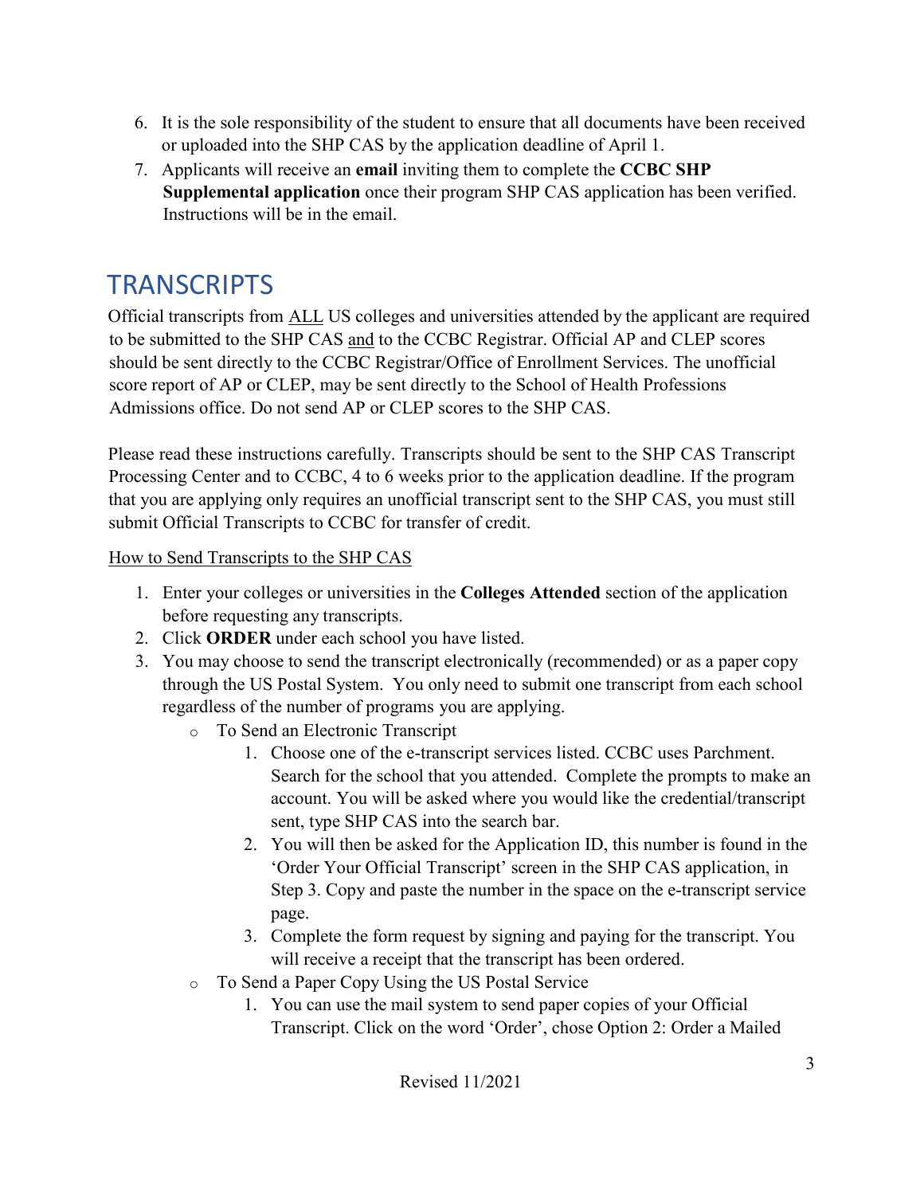6. It is the sole responsibility of the student to ensure that all documents have been received or uploaded into the SHP CAS by the application deadline of April 1.
7. Applicants will receive an **email** inviting them to complete the **CCBC SHP Supplemental application** once their program SHP CAS application has been verified. Instructions will be in the email.

# TRANSCRIPTS

Official transcripts from ALL US colleges and universities attended by the applicant are required to be submitted to the SHP CAS and to the CCBC Registrar. Official AP and CLEP scores should be sent directly to the CCBC Registrar/Office of Enrollment Services. The unofficial score report of AP or CLEP, may be sent directly to the School of Health Professions Admissions office. Do not send AP or CLEP scores to the SHP CAS.

Please read these instructions carefully. Transcripts should be sent to the SHP CAS Transcript Processing Center and to CCBC, 4 to 6 weeks prior to the application deadline. If the program that you are applying only requires an unofficial transcript sent to the SHP CAS, you must still submit Official Transcripts to CCBC for transfer of credit.

How to Send Transcripts to the SHP CAS

1. Enter your colleges or universities in the **Colleges Attended** section of the application before requesting any transcripts.
2. Click **ORDER** under each school you have listed.
3. You may choose to send the transcript electronically (recommended) or as a paper copy through the US Postal System. You only need to submit one transcript from each school regardless of the number of programs you are applying.
   - To Send an Electronic Transcript
     1. Choose one of the e-transcript services listed. CCBC uses Parchment. Search for the school that you attended. Complete the prompts to make an account. You will be asked where you would like the credential/transcript sent, type SHP CAS into the search bar.
     2. You will then be asked for the Application ID, this number is found in the 'Order Your Official Transcript' screen in the SHP CAS application, in Step 3. Copy and paste the number in the space on the e-transcript service page.
     3. Complete the form request by signing and paying for the transcript. You will receive a receipt that the transcript has been ordered.
   - To Send a Paper Copy Using the US Postal Service
     1. You can use the mail system to send paper copies of your Official Transcript. Click on the word 'Order', chose Option 2: Order a Mailed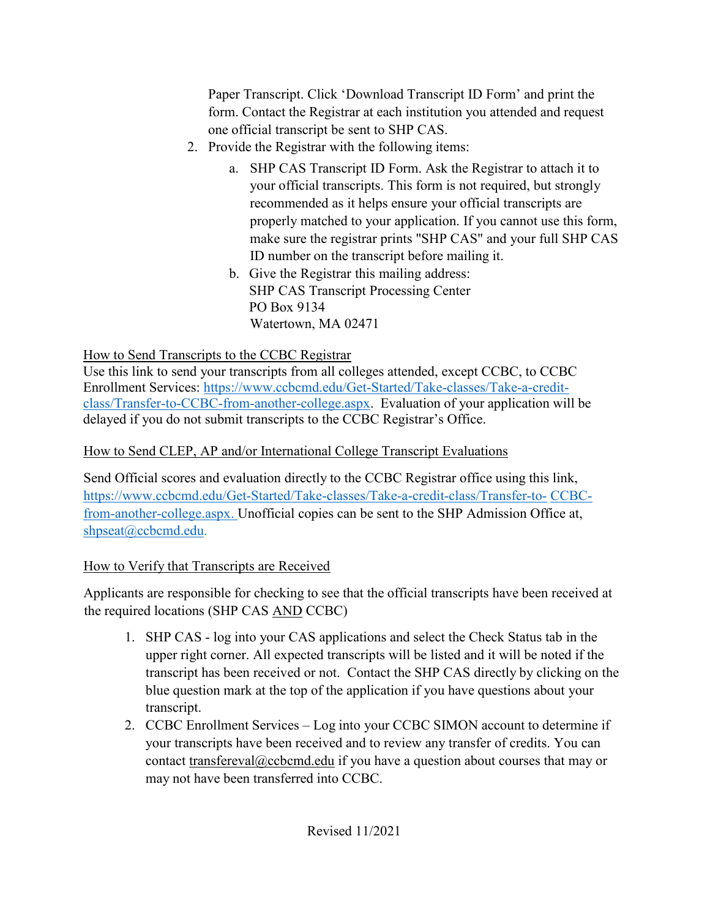Paper Transcript. Click 'Download Transcript ID Form' and print the form. Contact the Registrar at each institution you attended and request one official transcript be sent to SHP CAS.

2. Provide the Registrar with the following items:
   a. SHP CAS Transcript ID Form. Ask the Registrar to attach it to your official transcripts. This form is not required, but strongly recommended as it helps ensure your official transcripts are properly matched to your application. If you cannot use this form, make sure the registrar prints "SHP CAS" and your full SHP CAS ID number on the transcript before mailing it.
   b. Give the Registrar this mailing address:
      SHP CAS Transcript Processing Center
      PO Box 9134
      Watertown, MA 02471

<u>How to Send Transcripts to the CCBC Registrar</u>

Use this link to send your transcripts from all colleges attended, except CCBC, to CCBC Enrollment Services: https://www.ccbcmd.edu/Get-Started/Take-classes/Take-a-credit-class/Transfer-to-CCBC-from-another-college.aspx. Evaluation of your application will be delayed if you do not submit transcripts to the CCBC Registrar's Office.

<u>How to Send CLEP, AP and/or International College Transcript Evaluations</u>

Send Official scores and evaluation directly to the CCBC Registrar office using this link, https://www.ccbcmd.edu/Get-Started/Take-classes/Take-a-credit-class/Transfer-to-CCBC-from-another-college.aspx. Unofficial copies can be sent to the SHP Admission Office at, shpseat@ccbcmd.edu.

<u>How to Verify that Transcripts are Received</u>

Applicants are responsible for checking to see that the official transcripts have been received at the required locations (SHP CAS <u>AND</u> CCBC)

1. SHP CAS - log into your CAS applications and select the Check Status tab in the upper right corner. All expected transcripts will be listed and it will be noted if the transcript has been received or not. Contact the SHP CAS directly by clicking on the blue question mark at the top of the application if you have questions about your transcript.
2. CCBC Enrollment Services – Log into your CCBC SIMON account to determine if your transcripts have been received and to review any transfer of credits. You can contact transfereval@ccbcmd.edu if you have a question about courses that may or may not have been transferred into CCBC.

Revised 11/2021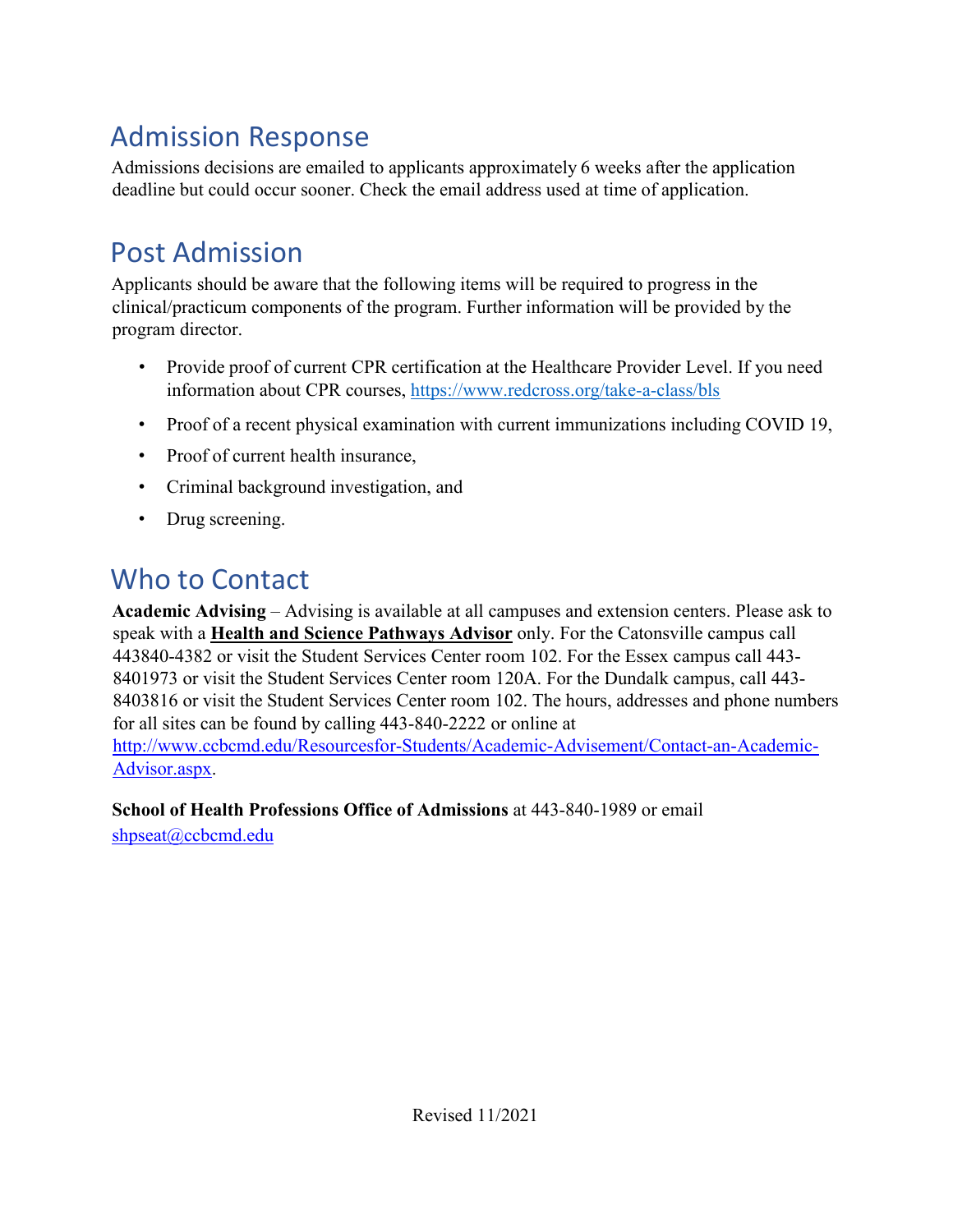## Admission Response

Admissions decisions are emailed to applicants approximately 6 weeks after the application deadline but could occur sooner. Check the email address used at time of application.

## Post Admission

Applicants should be aware that the following items will be required to progress in the clinical/practicum components of the program. Further information will be provided by the program director.

- Provide proof of current CPR certification at the Healthcare Provider Level. If you need information about CPR courses, https://www.redcross.org/take-a-class/bls
- Proof of a recent physical examination with current immunizations including COVID 19,
- Proof of current health insurance,
- Criminal background investigation, and
- Drug screening.

## Who to Contact

**Academic Advising** – Advising is available at all campuses and extension centers. Please ask to speak with a **Health and Science Pathways Advisor** only. For the Catonsville campus call 443840-4382 or visit the Student Services Center room 102. For the Essex campus call 443-8401973 or visit the Student Services Center room 120A. For the Dundalk campus, call 443-8403816 or visit the Student Services Center room 102. The hours, addresses and phone numbers for all sites can be found by calling 443-840-2222 or online at http://www.ccbcmd.edu/Resourcesfor-Students/Academic-Advisement/Contact-an-Academic-Advisor.aspx.

**School of Health Professions Office of Admissions** at 443-840-1989 or email shpseat@ccbcmd.edu

Revised 11/2021